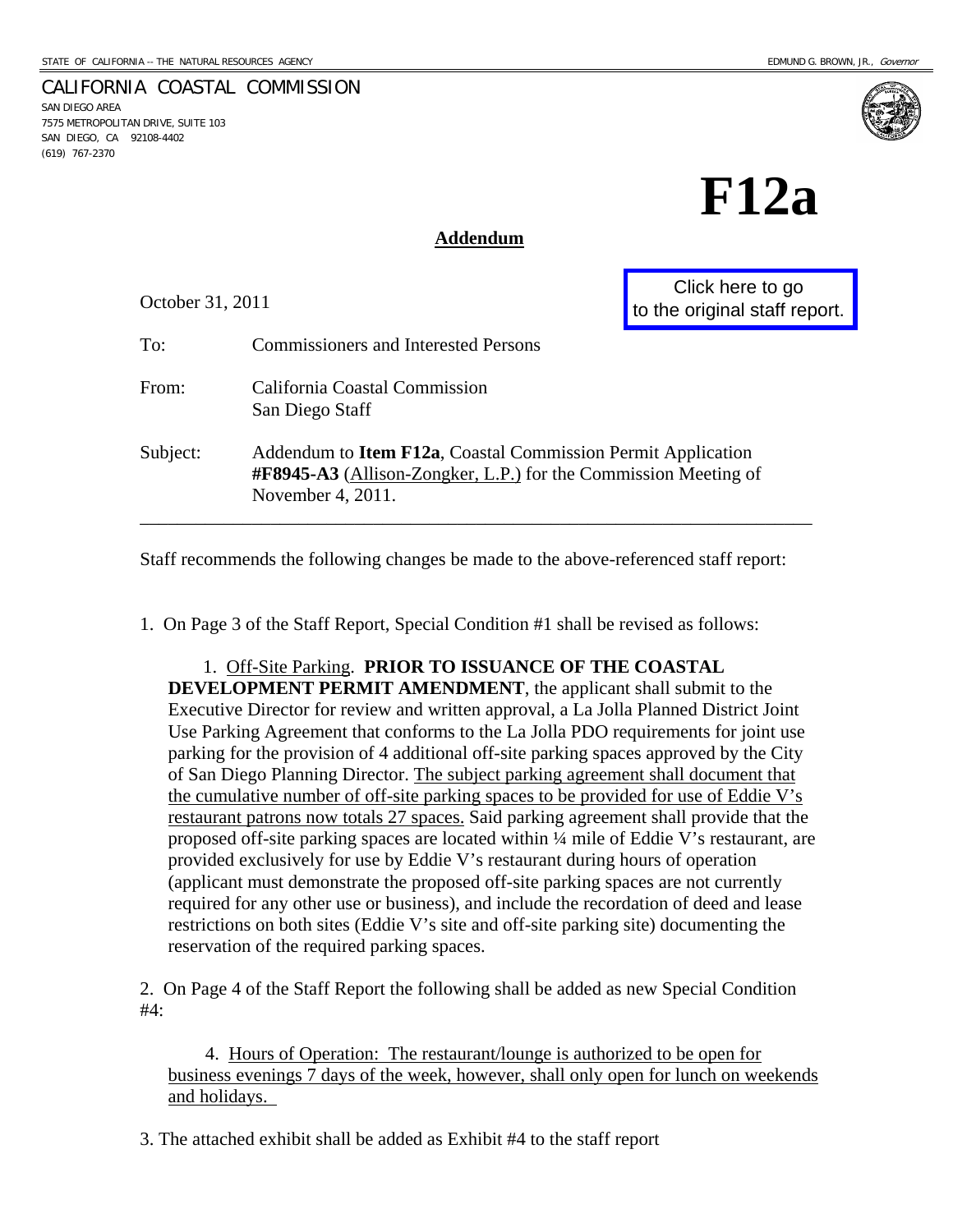STATE OF CALIFORNIA -- THE NATURAL RESOURCES AGENCY EDMUND G. BROWN, JR., *Governor*

CALIFORNIA COASTAL COMMISSION
SAN DIEGO AREA
7575 METROPOLITAN DRIVE, SUITE 103
SAN DIEGO, CA 92108-4402
(619) 767-2370

# F12a

## Addendum

October 31, 2011

Click here to go to the original staff report.

To: Commissioners and Interested Persons

From: California Coastal Commission
San Diego Staff

Subject: Addendum to **Item F12a**, Coastal Commission Permit Application **#F8945-A3** Allison-Zongker, L.P. for the Commission Meeting of November 4, 2011.

---

Staff recommends the following changes be made to the above-referenced staff report:

1. On Page 3 of the Staff Report, Special Condition #1 shall be revised as follows:

 1. Off-Site Parking. **PRIOR TO ISSUANCE OF THE COASTAL DEVELOPMENT PERMIT AMENDMENT**, the applicant shall submit to the Executive Director for review and written approval, a La Jolla Planned District Joint Use Parking Agreement that conforms to the La Jolla PDO requirements for joint use parking for the provision of 4 additional off-site parking spaces approved by the City of San Diego Planning Director. The subject parking agreement shall document that the cumulative number of off-site parking spaces to be provided for use of Eddie V's restaurant patrons now totals 27 spaces. Said parking agreement shall provide that the proposed off-site parking spaces are located within ¼ mile of Eddie V's restaurant, are provided exclusively for use by Eddie V's restaurant during hours of operation (applicant must demonstrate the proposed off-site parking spaces are not currently required for any other use or business), and include the recordation of deed and lease restrictions on both sites (Eddie V's site and off-site parking site) documenting the reservation of the required parking spaces.

2. On Page 4 of the Staff Report the following shall be added as new Special Condition #4:

 4. Hours of Operation: The restaurant/lounge is authorized to be open for business evenings 7 days of the week, however, shall only open for lunch on weekends and holidays.

3. The attached exhibit shall be added as Exhibit #4 to the staff report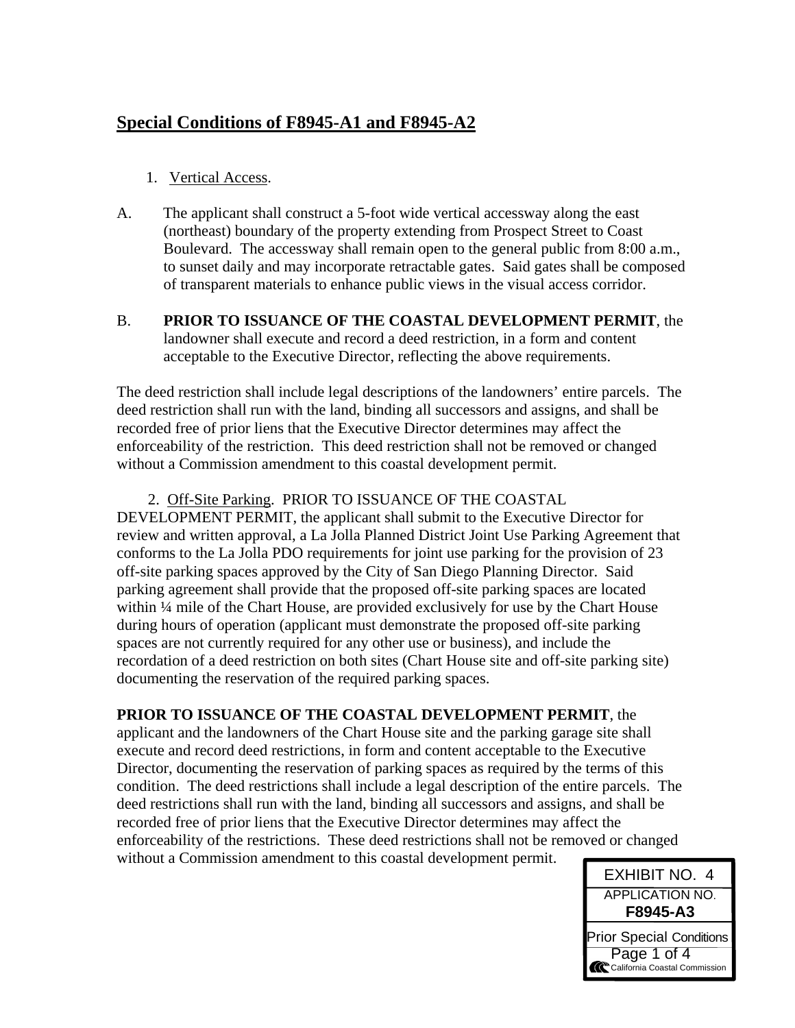## Special Conditions of F8945-A1 and F8945-A2

1. Vertical Access.

A. The applicant shall construct a 5-foot wide vertical accessway along the east (northeast) boundary of the property extending from Prospect Street to Coast Boulevard. The accessway shall remain open to the general public from 8:00 a.m., to sunset daily and may incorporate retractable gates. Said gates shall be composed of transparent materials to enhance public views in the visual access corridor.

B. **PRIOR TO ISSUANCE OF THE COASTAL DEVELOPMENT PERMIT**, the landowner shall execute and record a deed restriction, in a form and content acceptable to the Executive Director, reflecting the above requirements.

The deed restriction shall include legal descriptions of the landowners' entire parcels. The deed restriction shall run with the land, binding all successors and assigns, and shall be recorded free of prior liens that the Executive Director determines may affect the enforceability of the restriction. This deed restriction shall not be removed or changed without a Commission amendment to this coastal development permit.

2. Off-Site Parking. PRIOR TO ISSUANCE OF THE COASTAL DEVELOPMENT PERMIT, the applicant shall submit to the Executive Director for review and written approval, a La Jolla Planned District Joint Use Parking Agreement that conforms to the La Jolla PDO requirements for joint use parking for the provision of 23 off-site parking spaces approved by the City of San Diego Planning Director. Said parking agreement shall provide that the proposed off-site parking spaces are located within ¼ mile of the Chart House, are provided exclusively for use by the Chart House during hours of operation (applicant must demonstrate the proposed off-site parking spaces are not currently required for any other use or business), and include the recordation of a deed restriction on both sites (Chart House site and off-site parking site) documenting the reservation of the required parking spaces.

**PRIOR TO ISSUANCE OF THE COASTAL DEVELOPMENT PERMIT**, the applicant and the landowners of the Chart House site and the parking garage site shall execute and record deed restrictions, in form and content acceptable to the Executive Director, documenting the reservation of parking spaces as required by the terms of this condition. The deed restrictions shall include a legal description of the entire parcels. The deed restrictions shall run with the land, binding all successors and assigns, and shall be recorded free of prior liens that the Executive Director determines may affect the enforceability of the restrictions. These deed restrictions shall not be removed or changed without a Commission amendment to this coastal development permit.

EXHIBIT NO. 4
APPLICATION NO. **F8945-A3**
Prior Special Conditions
Page 1 of 4
California Coastal Commission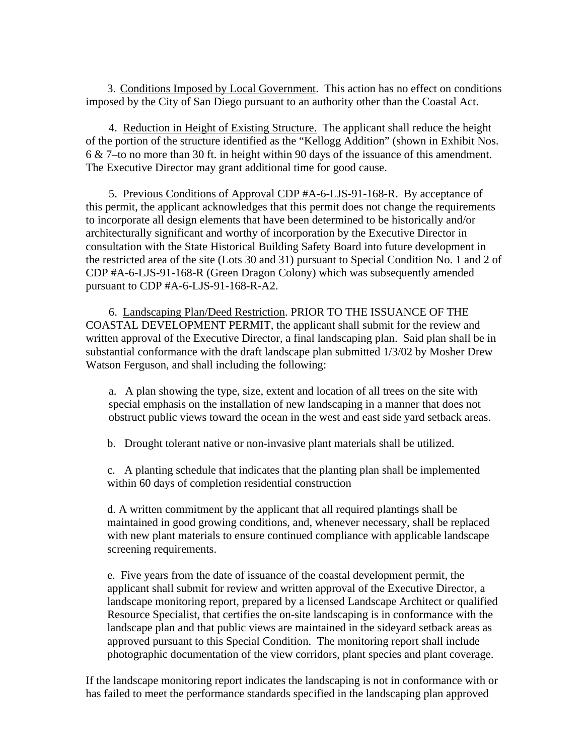3. Conditions Imposed by Local Government. This action has no effect on conditions imposed by the City of San Diego pursuant to an authority other than the Coastal Act.

4. Reduction in Height of Existing Structure. The applicant shall reduce the height of the portion of the structure identified as the "Kellogg Addition" (shown in Exhibit Nos. 6 & 7–to no more than 30 ft. in height within 90 days of the issuance of this amendment. The Executive Director may grant additional time for good cause.

5. Previous Conditions of Approval CDP #A-6-LJS-91-168-R. By acceptance of this permit, the applicant acknowledges that this permit does not change the requirements to incorporate all design elements that have been determined to be historically and/or architecturally significant and worthy of incorporation by the Executive Director in consultation with the State Historical Building Safety Board into future development in the restricted area of the site (Lots 30 and 31) pursuant to Special Condition No. 1 and 2 of CDP #A-6-LJS-91-168-R (Green Dragon Colony) which was subsequently amended pursuant to CDP #A-6-LJS-91-168-R-A2.

6. Landscaping Plan/Deed Restriction. PRIOR TO THE ISSUANCE OF THE COASTAL DEVELOPMENT PERMIT, the applicant shall submit for the review and written approval of the Executive Director, a final landscaping plan. Said plan shall be in substantial conformance with the draft landscape plan submitted 1/3/02 by Mosher Drew Watson Ferguson, and shall including the following:

a. A plan showing the type, size, extent and location of all trees on the site with special emphasis on the installation of new landscaping in a manner that does not obstruct public views toward the ocean in the west and east side yard setback areas.

b. Drought tolerant native or non-invasive plant materials shall be utilized.

c. A planting schedule that indicates that the planting plan shall be implemented within 60 days of completion residential construction

d. A written commitment by the applicant that all required plantings shall be maintained in good growing conditions, and, whenever necessary, shall be replaced with new plant materials to ensure continued compliance with applicable landscape screening requirements.

e. Five years from the date of issuance of the coastal development permit, the applicant shall submit for review and written approval of the Executive Director, a landscape monitoring report, prepared by a licensed Landscape Architect or qualified Resource Specialist, that certifies the on-site landscaping is in conformance with the landscape plan and that public views are maintained in the sideyard setback areas as approved pursuant to this Special Condition. The monitoring report shall include photographic documentation of the view corridors, plant species and plant coverage.

If the landscape monitoring report indicates the landscaping is not in conformance with or has failed to meet the performance standards specified in the landscaping plan approved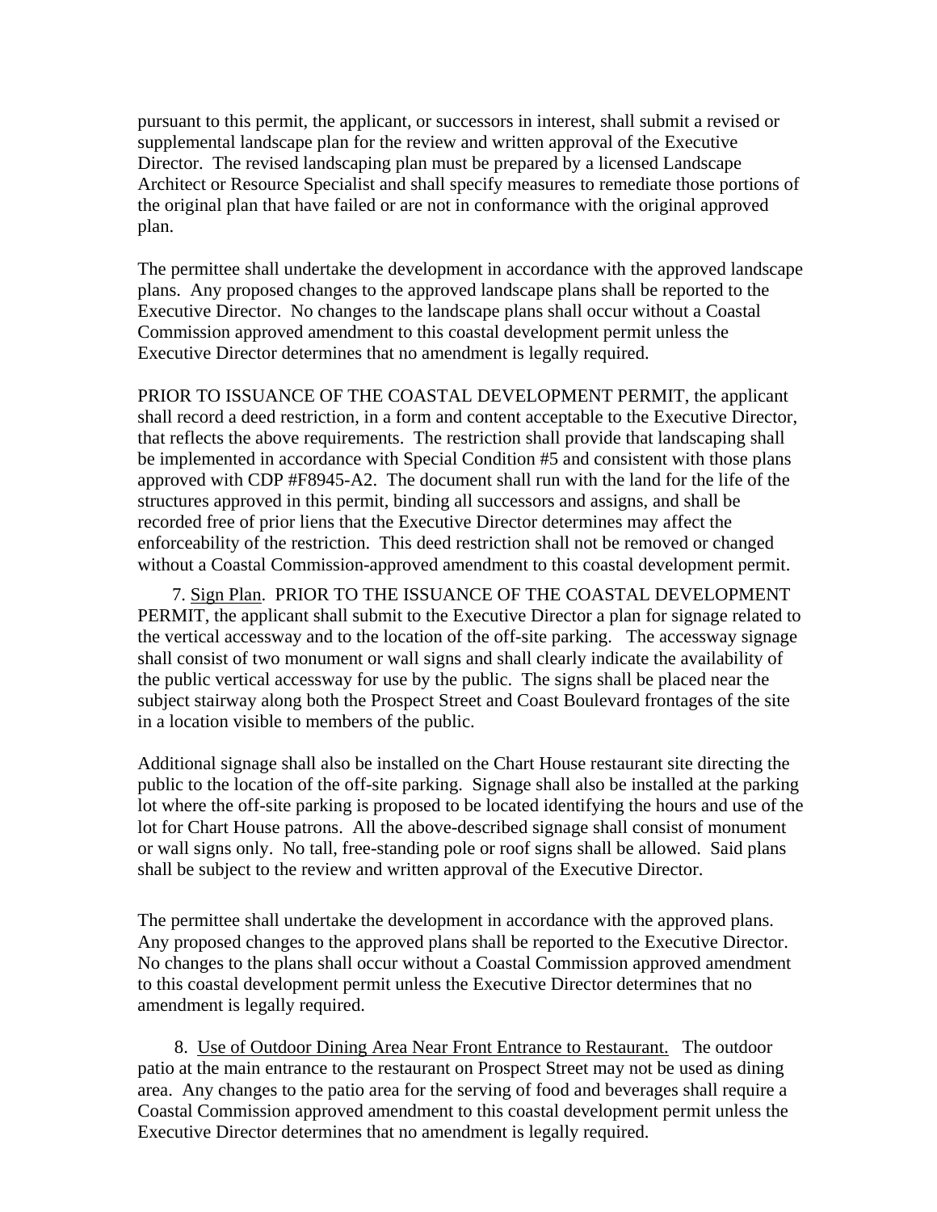pursuant to this permit, the applicant, or successors in interest, shall submit a revised or supplemental landscape plan for the review and written approval of the Executive Director. The revised landscaping plan must be prepared by a licensed Landscape Architect or Resource Specialist and shall specify measures to remediate those portions of the original plan that have failed or are not in conformance with the original approved plan.

The permittee shall undertake the development in accordance with the approved landscape plans. Any proposed changes to the approved landscape plans shall be reported to the Executive Director. No changes to the landscape plans shall occur without a Coastal Commission approved amendment to this coastal development permit unless the Executive Director determines that no amendment is legally required.

PRIOR TO ISSUANCE OF THE COASTAL DEVELOPMENT PERMIT, the applicant shall record a deed restriction, in a form and content acceptable to the Executive Director, that reflects the above requirements. The restriction shall provide that landscaping shall be implemented in accordance with Special Condition #5 and consistent with those plans approved with CDP #F8945-A2. The document shall run with the land for the life of the structures approved in this permit, binding all successors and assigns, and shall be recorded free of prior liens that the Executive Director determines may affect the enforceability of the restriction. This deed restriction shall not be removed or changed without a Coastal Commission-approved amendment to this coastal development permit.

7. Sign Plan. PRIOR TO THE ISSUANCE OF THE COASTAL DEVELOPMENT PERMIT, the applicant shall submit to the Executive Director a plan for signage related to the vertical accessway and to the location of the off-site parking. The accessway signage shall consist of two monument or wall signs and shall clearly indicate the availability of the public vertical accessway for use by the public. The signs shall be placed near the subject stairway along both the Prospect Street and Coast Boulevard frontages of the site in a location visible to members of the public.

Additional signage shall also be installed on the Chart House restaurant site directing the public to the location of the off-site parking. Signage shall also be installed at the parking lot where the off-site parking is proposed to be located identifying the hours and use of the lot for Chart House patrons. All the above-described signage shall consist of monument or wall signs only. No tall, free-standing pole or roof signs shall be allowed. Said plans shall be subject to the review and written approval of the Executive Director.

The permittee shall undertake the development in accordance with the approved plans. Any proposed changes to the approved plans shall be reported to the Executive Director. No changes to the plans shall occur without a Coastal Commission approved amendment to this coastal development permit unless the Executive Director determines that no amendment is legally required.

8. Use of Outdoor Dining Area Near Front Entrance to Restaurant. The outdoor patio at the main entrance to the restaurant on Prospect Street may not be used as dining area. Any changes to the patio area for the serving of food and beverages shall require a Coastal Commission approved amendment to this coastal development permit unless the Executive Director determines that no amendment is legally required.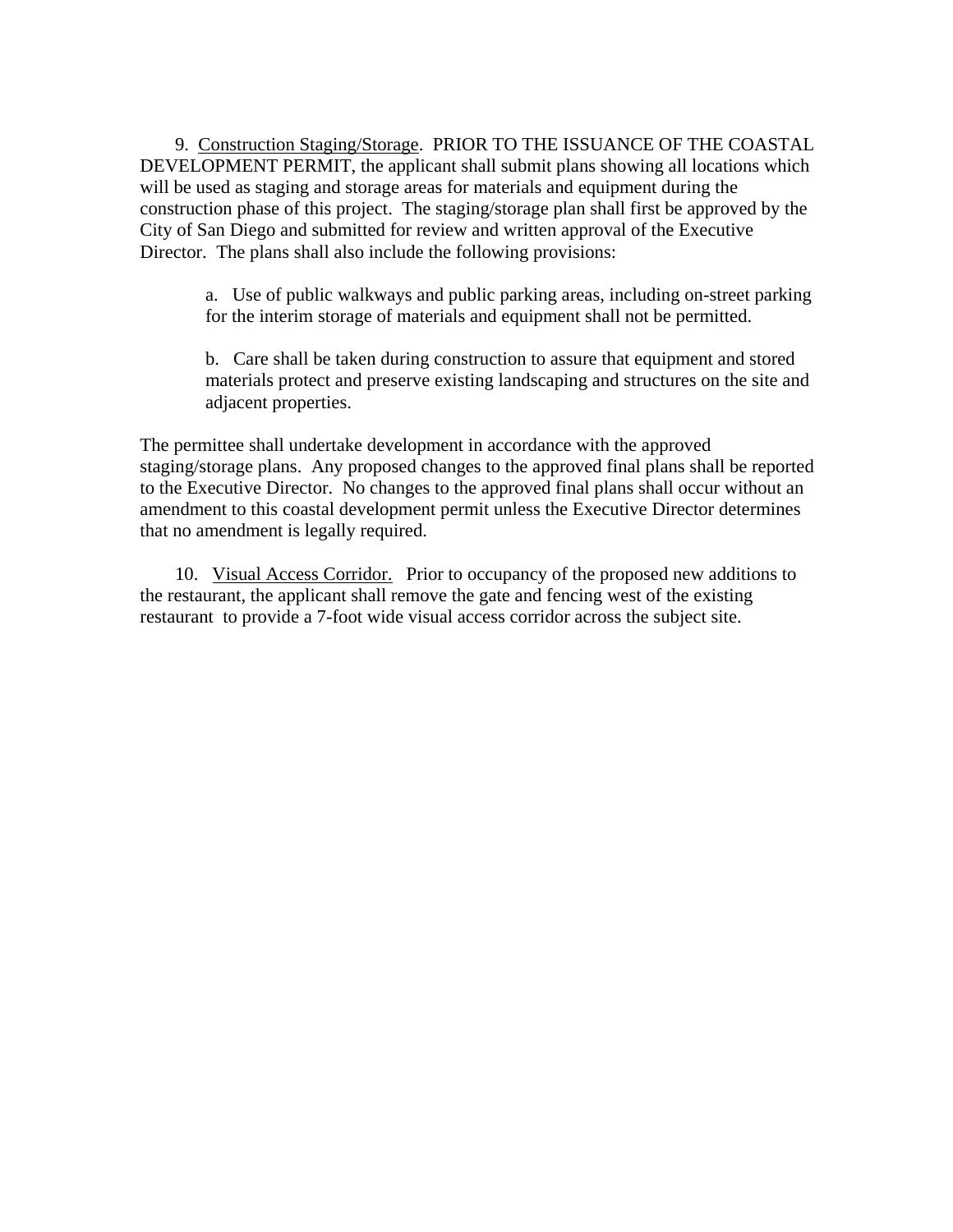9. <u>Construction Staging/Storage</u>. PRIOR TO THE ISSUANCE OF THE COASTAL DEVELOPMENT PERMIT, the applicant shall submit plans showing all locations which will be used as staging and storage areas for materials and equipment during the construction phase of this project. The staging/storage plan shall first be approved by the City of San Diego and submitted for review and written approval of the Executive Director. The plans shall also include the following provisions:

> a. Use of public walkways and public parking areas, including on-street parking for the interim storage of materials and equipment shall not be permitted.
>
> b. Care shall be taken during construction to assure that equipment and stored materials protect and preserve existing landscaping and structures on the site and adjacent properties.

The permittee shall undertake development in accordance with the approved staging/storage plans. Any proposed changes to the approved final plans shall be reported to the Executive Director. No changes to the approved final plans shall occur without an amendment to this coastal development permit unless the Executive Director determines that no amendment is legally required.

10. <u>Visual Access Corridor.</u> Prior to occupancy of the proposed new additions to the restaurant, the applicant shall remove the gate and fencing west of the existing restaurant to provide a 7-foot wide visual access corridor across the subject site.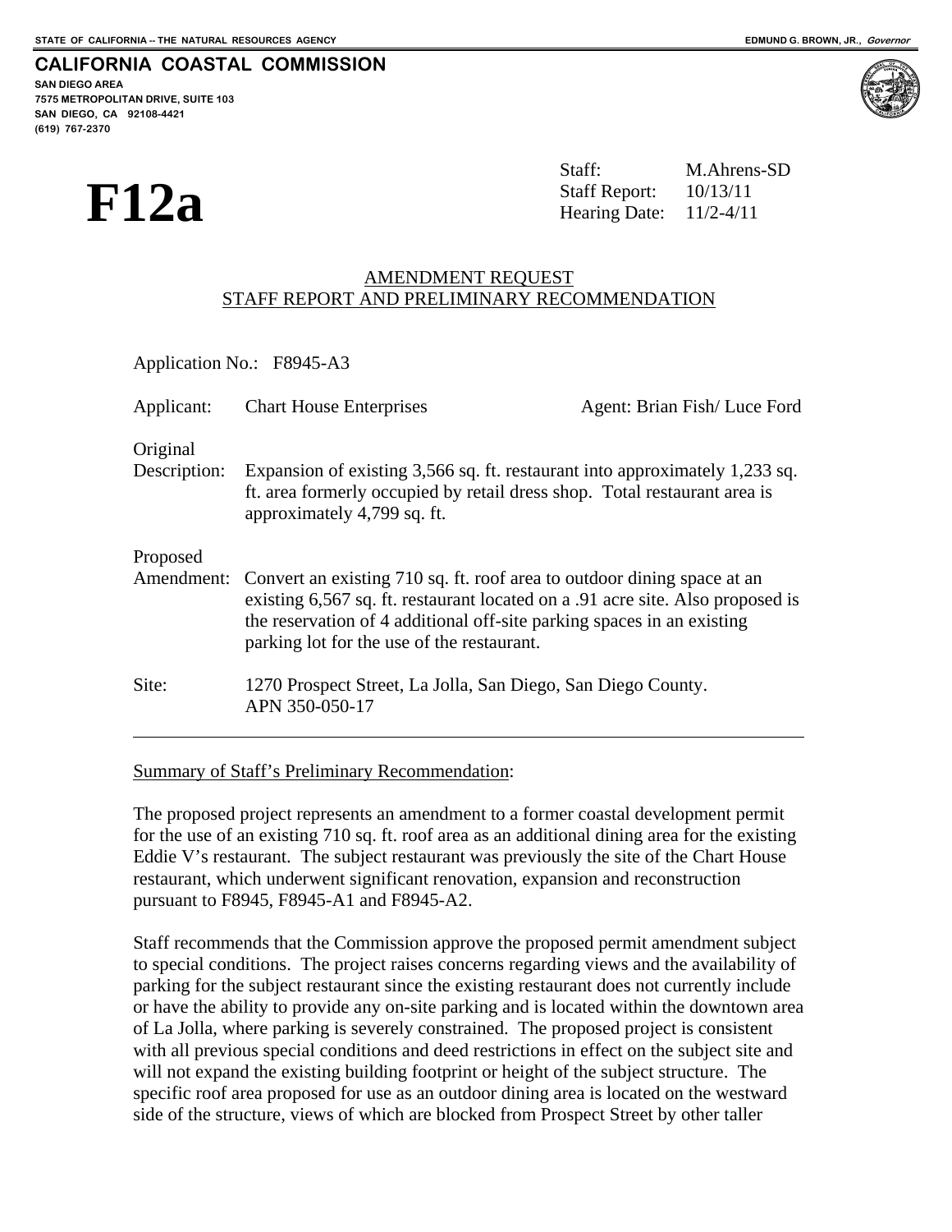STATE OF CALIFORNIA -- THE NATURAL RESOURCES AGENCY — EDMUND G. BROWN, JR., *Governor*

**CALIFORNIA COASTAL COMMISSION**
**SAN DIEGO AREA**
**7575 METROPOLITAN DRIVE, SUITE 103**
**SAN DIEGO, CA 92108-4421**
**(619) 767-2370**

# F12a

Staff: M.Ahrens-SD
Staff Report: 10/13/11
Hearing Date: 11/2-4/11

## AMENDMENT REQUEST
## STAFF REPORT AND PRELIMINARY RECOMMENDATION

Application No.: F8945-A3

Applicant: Chart House Enterprises — Agent: Brian Fish/ Luce Ford

Original Description: Expansion of existing 3,566 sq. ft. restaurant into approximately 1,233 sq. ft. area formerly occupied by retail dress shop. Total restaurant area is approximately 4,799 sq. ft.

Proposed Amendment: Convert an existing 710 sq. ft. roof area to outdoor dining space at an existing 6,567 sq. ft. restaurant located on a .91 acre site. Also proposed is the reservation of 4 additional off-site parking spaces in an existing parking lot for the use of the restaurant.

Site: 1270 Prospect Street, La Jolla, San Diego, San Diego County. APN 350-050-17

---

Summary of Staff's Preliminary Recommendation:

The proposed project represents an amendment to a former coastal development permit for the use of an existing 710 sq. ft. roof area as an additional dining area for the existing Eddie V's restaurant. The subject restaurant was previously the site of the Chart House restaurant, which underwent significant renovation, expansion and reconstruction pursuant to F8945, F8945-A1 and F8945-A2.

Staff recommends that the Commission approve the proposed permit amendment subject to special conditions. The project raises concerns regarding views and the availability of parking for the subject restaurant since the existing restaurant does not currently include or have the ability to provide any on-site parking and is located within the downtown area of La Jolla, where parking is severely constrained. The proposed project is consistent with all previous special conditions and deed restrictions in effect on the subject site and will not expand the existing building footprint or height of the subject structure. The specific roof area proposed for use as an outdoor dining area is located on the westward side of the structure, views of which are blocked from Prospect Street by other taller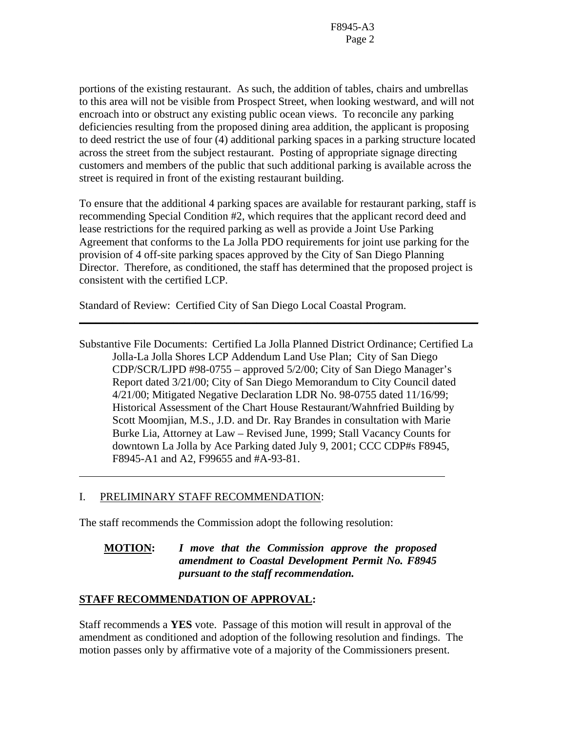portions of the existing restaurant. As such, the addition of tables, chairs and umbrellas to this area will not be visible from Prospect Street, when looking westward, and will not encroach into or obstruct any existing public ocean views. To reconcile any parking deficiencies resulting from the proposed dining area addition, the applicant is proposing to deed restrict the use of four (4) additional parking spaces in a parking structure located across the street from the subject restaurant. Posting of appropriate signage directing customers and members of the public that such additional parking is available across the street is required in front of the existing restaurant building.

To ensure that the additional 4 parking spaces are available for restaurant parking, staff is recommending Special Condition #2, which requires that the applicant record deed and lease restrictions for the required parking as well as provide a Joint Use Parking Agreement that conforms to the La Jolla PDO requirements for joint use parking for the provision of 4 off-site parking spaces approved by the City of San Diego Planning Director. Therefore, as conditioned, the staff has determined that the proposed project is consistent with the certified LCP.

Standard of Review: Certified City of San Diego Local Coastal Program.

---

Substantive File Documents: Certified La Jolla Planned District Ordinance; Certified La Jolla-La Jolla Shores LCP Addendum Land Use Plan; City of San Diego CDP/SCR/LJPD #98-0755 – approved 5/2/00; City of San Diego Manager's Report dated 3/21/00; City of San Diego Memorandum to City Council dated 4/21/00; Mitigated Negative Declaration LDR No. 98-0755 dated 11/16/99; Historical Assessment of the Chart House Restaurant/Wahnfried Building by Scott Moomjian, M.S., J.D. and Dr. Ray Brandes in consultation with Marie Burke Lia, Attorney at Law – Revised June, 1999; Stall Vacancy Counts for downtown La Jolla by Ace Parking dated July 9, 2001; CCC CDP#s F8945, F8945-A1 and A2, F99655 and #A-93-81.

---

I. <u>PRELIMINARY STAFF RECOMMENDATION</u>:

The staff recommends the Commission adopt the following resolution:

> **<u>MOTION</u>:** ***I move that the Commission approve the proposed amendment to Coastal Development Permit No. F8945 pursuant to the staff recommendation.***

**<u>STAFF RECOMMENDATION OF APPROVAL</u>:**

Staff recommends a **YES** vote. Passage of this motion will result in approval of the amendment as conditioned and adoption of the following resolution and findings. The motion passes only by affirmative vote of a majority of the Commissioners present.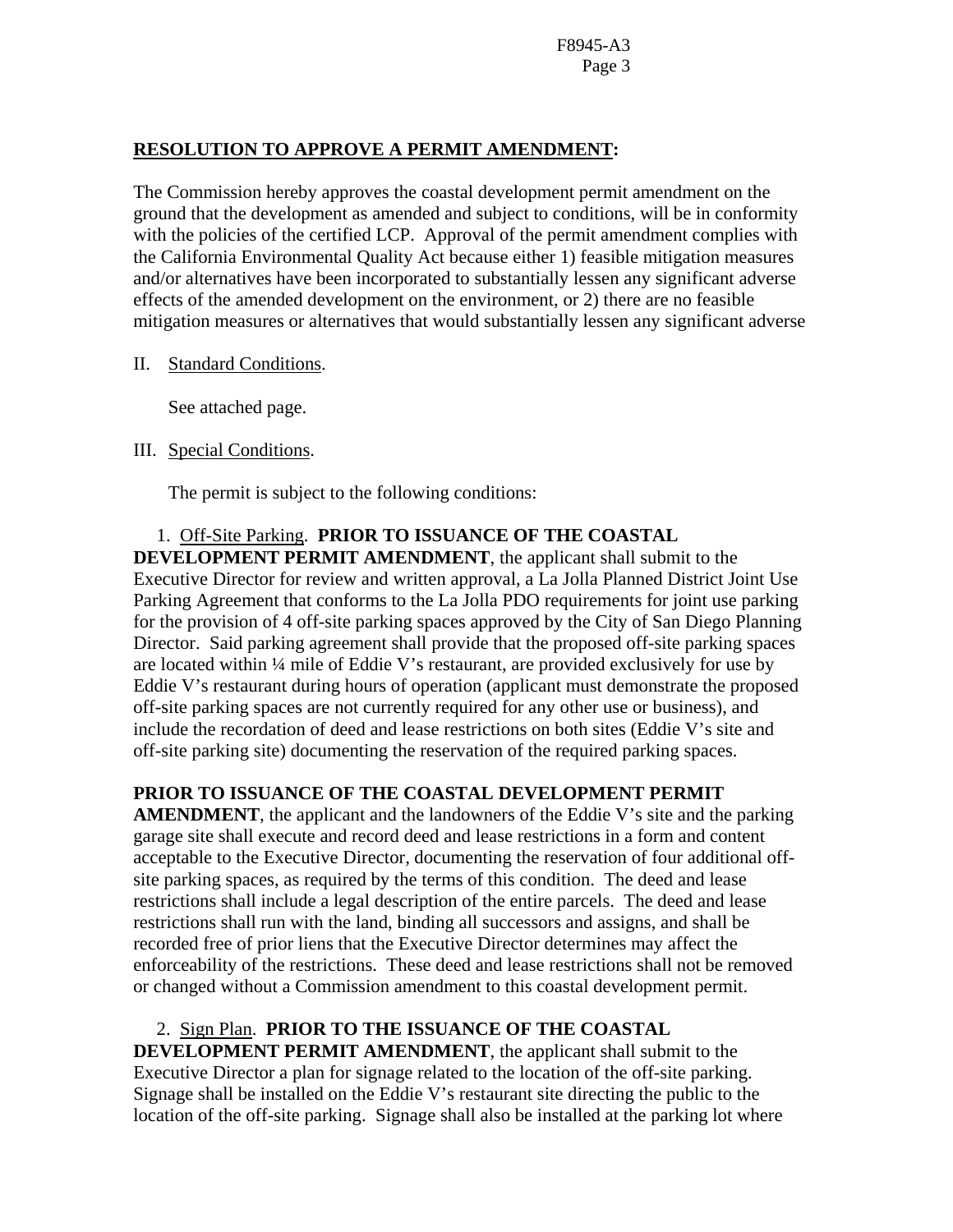**RESOLUTION TO APPROVE A PERMIT AMENDMENT:**

The Commission hereby approves the coastal development permit amendment on the ground that the development as amended and subject to conditions, will be in conformity with the policies of the certified LCP. Approval of the permit amendment complies with the California Environmental Quality Act because either 1) feasible mitigation measures and/or alternatives have been incorporated to substantially lessen any significant adverse effects of the amended development on the environment, or 2) there are no feasible mitigation measures or alternatives that would substantially lessen any significant adverse

II. Standard Conditions.

See attached page.

III. Special Conditions.

The permit is subject to the following conditions:

1. Off-Site Parking. **PRIOR TO ISSUANCE OF THE COASTAL DEVELOPMENT PERMIT AMENDMENT**, the applicant shall submit to the Executive Director for review and written approval, a La Jolla Planned District Joint Use Parking Agreement that conforms to the La Jolla PDO requirements for joint use parking for the provision of 4 off-site parking spaces approved by the City of San Diego Planning Director. Said parking agreement shall provide that the proposed off-site parking spaces are located within ¼ mile of Eddie V's restaurant, are provided exclusively for use by Eddie V's restaurant during hours of operation (applicant must demonstrate the proposed off-site parking spaces are not currently required for any other use or business), and include the recordation of deed and lease restrictions on both sites (Eddie V's site and off-site parking site) documenting the reservation of the required parking spaces.

**PRIOR TO ISSUANCE OF THE COASTAL DEVELOPMENT PERMIT AMENDMENT**, the applicant and the landowners of the Eddie V's site and the parking garage site shall execute and record deed and lease restrictions in a form and content acceptable to the Executive Director, documenting the reservation of four additional off-site parking spaces, as required by the terms of this condition. The deed and lease restrictions shall include a legal description of the entire parcels. The deed and lease restrictions shall run with the land, binding all successors and assigns, and shall be recorded free of prior liens that the Executive Director determines may affect the enforceability of the restrictions. These deed and lease restrictions shall not be removed or changed without a Commission amendment to this coastal development permit.

2. Sign Plan. **PRIOR TO THE ISSUANCE OF THE COASTAL DEVELOPMENT PERMIT AMENDMENT**, the applicant shall submit to the Executive Director a plan for signage related to the location of the off-site parking. Signage shall be installed on the Eddie V's restaurant site directing the public to the location of the off-site parking. Signage shall also be installed at the parking lot where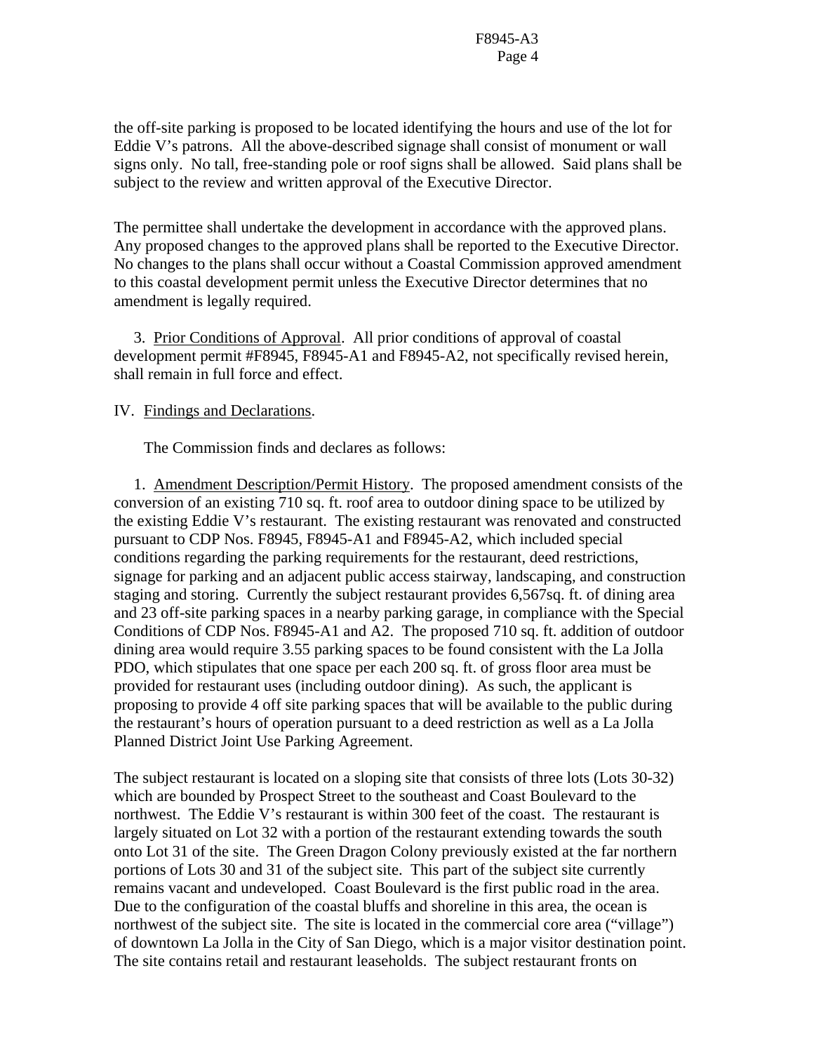the off-site parking is proposed to be located identifying the hours and use of the lot for Eddie V's patrons. All the above-described signage shall consist of monument or wall signs only. No tall, free-standing pole or roof signs shall be allowed. Said plans shall be subject to the review and written approval of the Executive Director.

The permittee shall undertake the development in accordance with the approved plans. Any proposed changes to the approved plans shall be reported to the Executive Director. No changes to the plans shall occur without a Coastal Commission approved amendment to this coastal development permit unless the Executive Director determines that no amendment is legally required.

3. Prior Conditions of Approval. All prior conditions of approval of coastal development permit #F8945, F8945-A1 and F8945-A2, not specifically revised herein, shall remain in full force and effect.

IV. Findings and Declarations.

The Commission finds and declares as follows:

1. Amendment Description/Permit History. The proposed amendment consists of the conversion of an existing 710 sq. ft. roof area to outdoor dining space to be utilized by the existing Eddie V's restaurant. The existing restaurant was renovated and constructed pursuant to CDP Nos. F8945, F8945-A1 and F8945-A2, which included special conditions regarding the parking requirements for the restaurant, deed restrictions, signage for parking and an adjacent public access stairway, landscaping, and construction staging and storing. Currently the subject restaurant provides 6,567sq. ft. of dining area and 23 off-site parking spaces in a nearby parking garage, in compliance with the Special Conditions of CDP Nos. F8945-A1 and A2. The proposed 710 sq. ft. addition of outdoor dining area would require 3.55 parking spaces to be found consistent with the La Jolla PDO, which stipulates that one space per each 200 sq. ft. of gross floor area must be provided for restaurant uses (including outdoor dining). As such, the applicant is proposing to provide 4 off site parking spaces that will be available to the public during the restaurant's hours of operation pursuant to a deed restriction as well as a La Jolla Planned District Joint Use Parking Agreement.

The subject restaurant is located on a sloping site that consists of three lots (Lots 30-32) which are bounded by Prospect Street to the southeast and Coast Boulevard to the northwest. The Eddie V's restaurant is within 300 feet of the coast. The restaurant is largely situated on Lot 32 with a portion of the restaurant extending towards the south onto Lot 31 of the site. The Green Dragon Colony previously existed at the far northern portions of Lots 30 and 31 of the subject site. This part of the subject site currently remains vacant and undeveloped. Coast Boulevard is the first public road in the area. Due to the configuration of the coastal bluffs and shoreline in this area, the ocean is northwest of the subject site. The site is located in the commercial core area ("village") of downtown La Jolla in the City of San Diego, which is a major visitor destination point. The site contains retail and restaurant leaseholds. The subject restaurant fronts on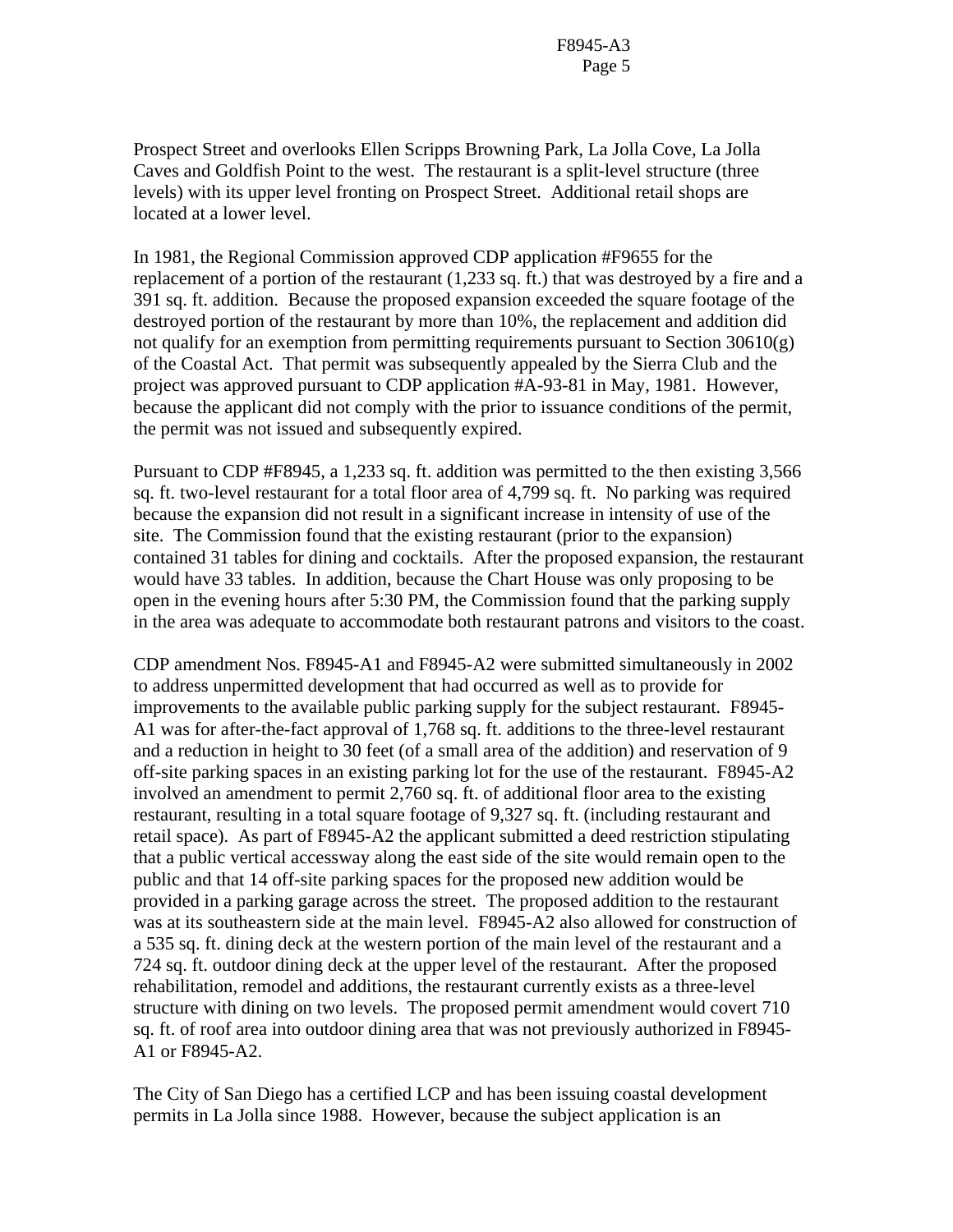Prospect Street and overlooks Ellen Scripps Browning Park, La Jolla Cove, La Jolla Caves and Goldfish Point to the west. The restaurant is a split-level structure (three levels) with its upper level fronting on Prospect Street. Additional retail shops are located at a lower level.

In 1981, the Regional Commission approved CDP application #F9655 for the replacement of a portion of the restaurant (1,233 sq. ft.) that was destroyed by a fire and a 391 sq. ft. addition. Because the proposed expansion exceeded the square footage of the destroyed portion of the restaurant by more than 10%, the replacement and addition did not qualify for an exemption from permitting requirements pursuant to Section 30610(g) of the Coastal Act. That permit was subsequently appealed by the Sierra Club and the project was approved pursuant to CDP application #A-93-81 in May, 1981. However, because the applicant did not comply with the prior to issuance conditions of the permit, the permit was not issued and subsequently expired.

Pursuant to CDP #F8945, a 1,233 sq. ft. addition was permitted to the then existing 3,566 sq. ft. two-level restaurant for a total floor area of 4,799 sq. ft. No parking was required because the expansion did not result in a significant increase in intensity of use of the site. The Commission found that the existing restaurant (prior to the expansion) contained 31 tables for dining and cocktails. After the proposed expansion, the restaurant would have 33 tables. In addition, because the Chart House was only proposing to be open in the evening hours after 5:30 PM, the Commission found that the parking supply in the area was adequate to accommodate both restaurant patrons and visitors to the coast.

CDP amendment Nos. F8945-A1 and F8945-A2 were submitted simultaneously in 2002 to address unpermitted development that had occurred as well as to provide for improvements to the available public parking supply for the subject restaurant. F8945-A1 was for after-the-fact approval of 1,768 sq. ft. additions to the three-level restaurant and a reduction in height to 30 feet (of a small area of the addition) and reservation of 9 off-site parking spaces in an existing parking lot for the use of the restaurant. F8945-A2 involved an amendment to permit 2,760 sq. ft. of additional floor area to the existing restaurant, resulting in a total square footage of 9,327 sq. ft. (including restaurant and retail space). As part of F8945-A2 the applicant submitted a deed restriction stipulating that a public vertical accessway along the east side of the site would remain open to the public and that 14 off-site parking spaces for the proposed new addition would be provided in a parking garage across the street. The proposed addition to the restaurant was at its southeastern side at the main level. F8945-A2 also allowed for construction of a 535 sq. ft. dining deck at the western portion of the main level of the restaurant and a 724 sq. ft. outdoor dining deck at the upper level of the restaurant. After the proposed rehabilitation, remodel and additions, the restaurant currently exists as a three-level structure with dining on two levels. The proposed permit amendment would covert 710 sq. ft. of roof area into outdoor dining area that was not previously authorized in F8945-A1 or F8945-A2.

The City of San Diego has a certified LCP and has been issuing coastal development permits in La Jolla since 1988. However, because the subject application is an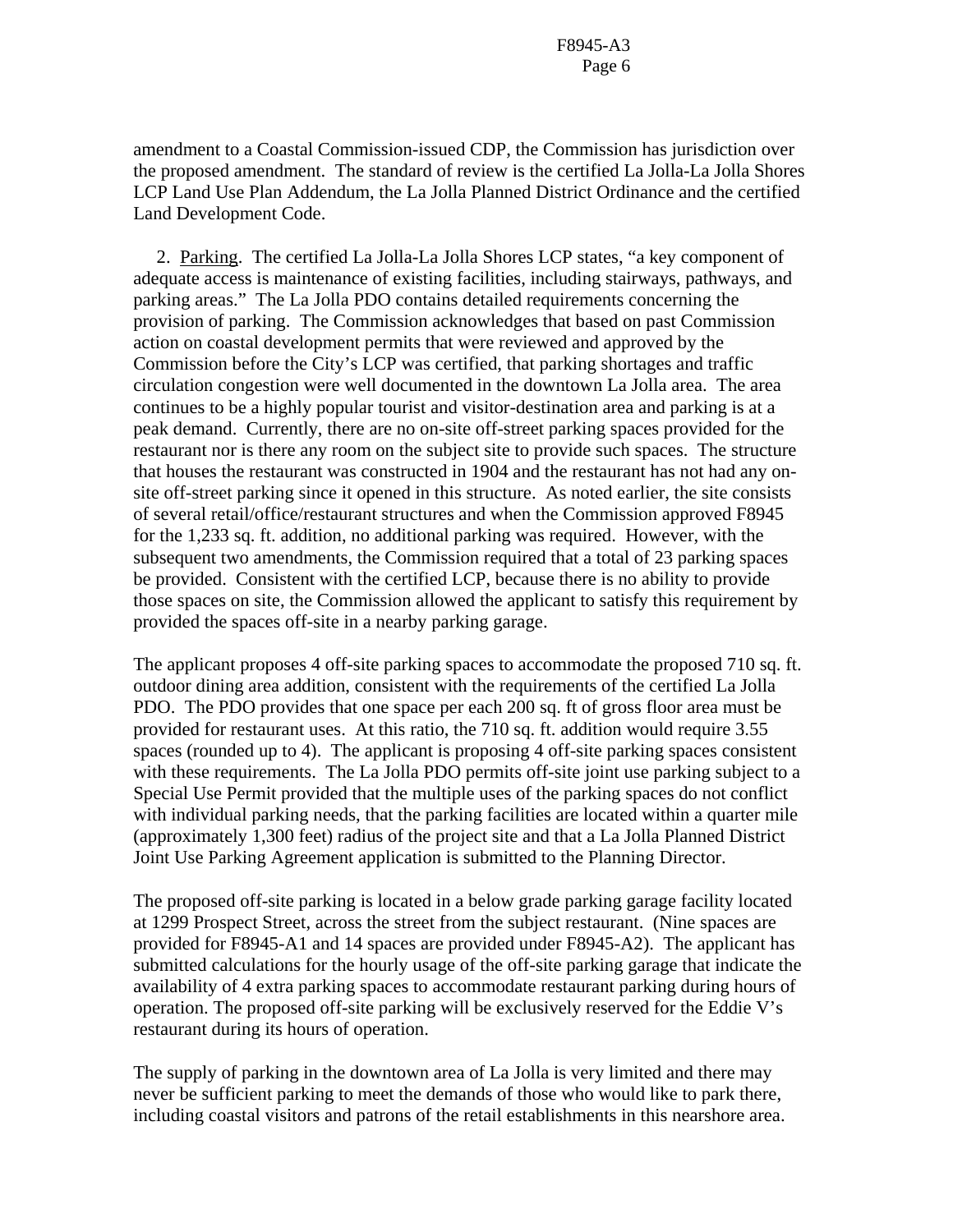amendment to a Coastal Commission-issued CDP, the Commission has jurisdiction over the proposed amendment. The standard of review is the certified La Jolla-La Jolla Shores LCP Land Use Plan Addendum, the La Jolla Planned District Ordinance and the certified Land Development Code.

2. Parking. The certified La Jolla-La Jolla Shores LCP states, "a key component of adequate access is maintenance of existing facilities, including stairways, pathways, and parking areas." The La Jolla PDO contains detailed requirements concerning the provision of parking. The Commission acknowledges that based on past Commission action on coastal development permits that were reviewed and approved by the Commission before the City's LCP was certified, that parking shortages and traffic circulation congestion were well documented in the downtown La Jolla area. The area continues to be a highly popular tourist and visitor-destination area and parking is at a peak demand. Currently, there are no on-site off-street parking spaces provided for the restaurant nor is there any room on the subject site to provide such spaces. The structure that houses the restaurant was constructed in 1904 and the restaurant has not had any on-site off-street parking since it opened in this structure. As noted earlier, the site consists of several retail/office/restaurant structures and when the Commission approved F8945 for the 1,233 sq. ft. addition, no additional parking was required. However, with the subsequent two amendments, the Commission required that a total of 23 parking spaces be provided. Consistent with the certified LCP, because there is no ability to provide those spaces on site, the Commission allowed the applicant to satisfy this requirement by provided the spaces off-site in a nearby parking garage.

The applicant proposes 4 off-site parking spaces to accommodate the proposed 710 sq. ft. outdoor dining area addition, consistent with the requirements of the certified La Jolla PDO. The PDO provides that one space per each 200 sq. ft of gross floor area must be provided for restaurant uses. At this ratio, the 710 sq. ft. addition would require 3.55 spaces (rounded up to 4). The applicant is proposing 4 off-site parking spaces consistent with these requirements. The La Jolla PDO permits off-site joint use parking subject to a Special Use Permit provided that the multiple uses of the parking spaces do not conflict with individual parking needs, that the parking facilities are located within a quarter mile (approximately 1,300 feet) radius of the project site and that a La Jolla Planned District Joint Use Parking Agreement application is submitted to the Planning Director.

The proposed off-site parking is located in a below grade parking garage facility located at 1299 Prospect Street, across the street from the subject restaurant. (Nine spaces are provided for F8945-A1 and 14 spaces are provided under F8945-A2). The applicant has submitted calculations for the hourly usage of the off-site parking garage that indicate the availability of 4 extra parking spaces to accommodate restaurant parking during hours of operation. The proposed off-site parking will be exclusively reserved for the Eddie V's restaurant during its hours of operation.

The supply of parking in the downtown area of La Jolla is very limited and there may never be sufficient parking to meet the demands of those who would like to park there, including coastal visitors and patrons of the retail establishments in this nearshore area.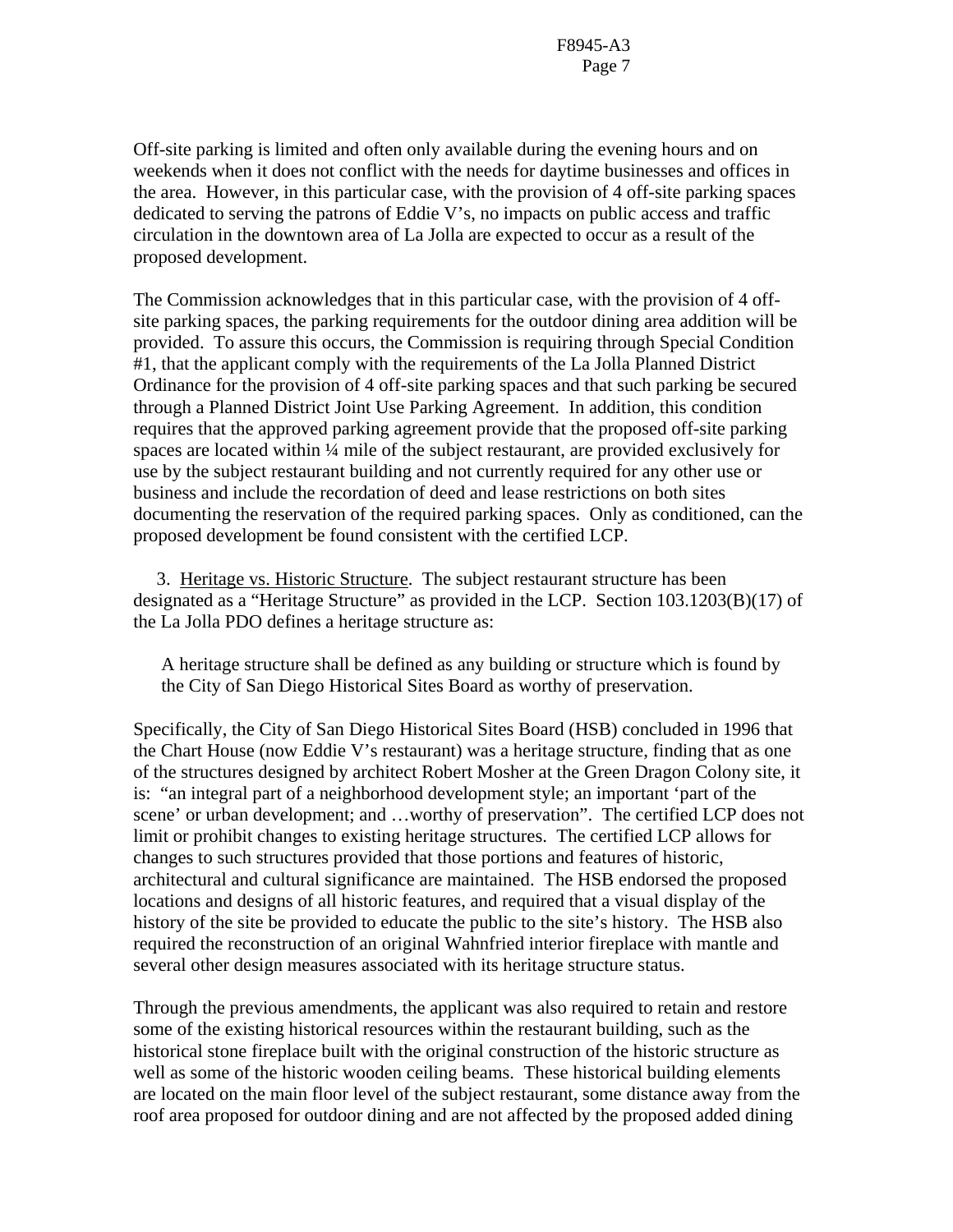Off-site parking is limited and often only available during the evening hours and on weekends when it does not conflict with the needs for daytime businesses and offices in the area. However, in this particular case, with the provision of 4 off-site parking spaces dedicated to serving the patrons of Eddie V's, no impacts on public access and traffic circulation in the downtown area of La Jolla are expected to occur as a result of the proposed development.

The Commission acknowledges that in this particular case, with the provision of 4 off-site parking spaces, the parking requirements for the outdoor dining area addition will be provided. To assure this occurs, the Commission is requiring through Special Condition #1, that the applicant comply with the requirements of the La Jolla Planned District Ordinance for the provision of 4 off-site parking spaces and that such parking be secured through a Planned District Joint Use Parking Agreement. In addition, this condition requires that the approved parking agreement provide that the proposed off-site parking spaces are located within ¼ mile of the subject restaurant, are provided exclusively for use by the subject restaurant building and not currently required for any other use or business and include the recordation of deed and lease restrictions on both sites documenting the reservation of the required parking spaces. Only as conditioned, can the proposed development be found consistent with the certified LCP.

3. Heritage vs. Historic Structure. The subject restaurant structure has been designated as a "Heritage Structure" as provided in the LCP. Section 103.1203(B)(17) of the La Jolla PDO defines a heritage structure as:

> A heritage structure shall be defined as any building or structure which is found by the City of San Diego Historical Sites Board as worthy of preservation.

Specifically, the City of San Diego Historical Sites Board (HSB) concluded in 1996 that the Chart House (now Eddie V's restaurant) was a heritage structure, finding that as one of the structures designed by architect Robert Mosher at the Green Dragon Colony site, it is: "an integral part of a neighborhood development style; an important 'part of the scene' or urban development; and …worthy of preservation". The certified LCP does not limit or prohibit changes to existing heritage structures. The certified LCP allows for changes to such structures provided that those portions and features of historic, architectural and cultural significance are maintained. The HSB endorsed the proposed locations and designs of all historic features, and required that a visual display of the history of the site be provided to educate the public to the site's history. The HSB also required the reconstruction of an original Wahnfried interior fireplace with mantle and several other design measures associated with its heritage structure status.

Through the previous amendments, the applicant was also required to retain and restore some of the existing historical resources within the restaurant building, such as the historical stone fireplace built with the original construction of the historic structure as well as some of the historic wooden ceiling beams. These historical building elements are located on the main floor level of the subject restaurant, some distance away from the roof area proposed for outdoor dining and are not affected by the proposed added dining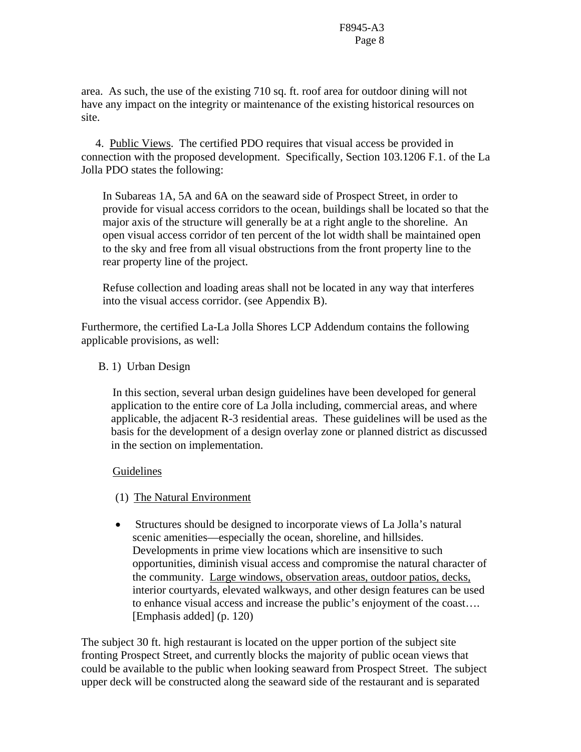area. As such, the use of the existing 710 sq. ft. roof area for outdoor dining will not have any impact on the integrity or maintenance of the existing historical resources on site.

4. <u>Public Views</u>. The certified PDO requires that visual access be provided in connection with the proposed development. Specifically, Section 103.1206 F.1. of the La Jolla PDO states the following:

> In Subareas 1A, 5A and 6A on the seaward side of Prospect Street, in order to provide for visual access corridors to the ocean, buildings shall be located so that the major axis of the structure will generally be at a right angle to the shoreline. An open visual access corridor of ten percent of the lot width shall be maintained open to the sky and free from all visual obstructions from the front property line to the rear property line of the project.
>
> Refuse collection and loading areas shall not be located in any way that interferes into the visual access corridor. (see Appendix B).

Furthermore, the certified La-La Jolla Shores LCP Addendum contains the following applicable provisions, as well:

> B. 1) Urban Design
>
> In this section, several urban design guidelines have been developed for general application to the entire core of La Jolla including, commercial areas, and where applicable, the adjacent R-3 residential areas. These guidelines will be used as the basis for the development of a design overlay zone or planned district as discussed in the section on implementation.
>
> <u>Guidelines</u>
>
> (1) <u>The Natural Environment</u>
>
> - Structures should be designed to incorporate views of La Jolla's natural scenic amenities—especially the ocean, shoreline, and hillsides. Developments in prime view locations which are insensitive to such opportunities, diminish visual access and compromise the natural character of the community. <u>Large windows, observation areas, outdoor patios, decks,</u> interior courtyards, elevated walkways, and other design features can be used to enhance visual access and increase the public's enjoyment of the coast…. [Emphasis added] (p. 120)

The subject 30 ft. high restaurant is located on the upper portion of the subject site fronting Prospect Street, and currently blocks the majority of public ocean views that could be available to the public when looking seaward from Prospect Street. The subject upper deck will be constructed along the seaward side of the restaurant and is separated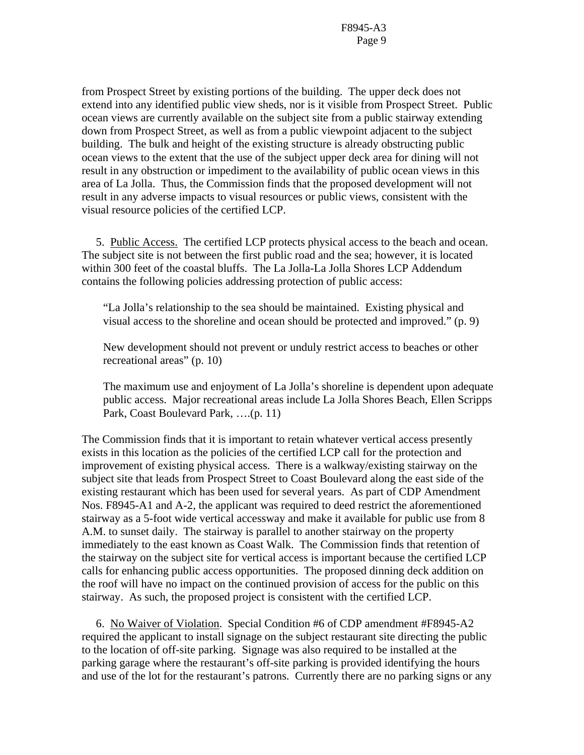from Prospect Street by existing portions of the building. The upper deck does not extend into any identified public view sheds, nor is it visible from Prospect Street. Public ocean views are currently available on the subject site from a public stairway extending down from Prospect Street, as well as from a public viewpoint adjacent to the subject building. The bulk and height of the existing structure is already obstructing public ocean views to the extent that the use of the subject upper deck area for dining will not result in any obstruction or impediment to the availability of public ocean views in this area of La Jolla. Thus, the Commission finds that the proposed development will not result in any adverse impacts to visual resources or public views, consistent with the visual resource policies of the certified LCP.

5. Public Access. The certified LCP protects physical access to the beach and ocean. The subject site is not between the first public road and the sea; however, it is located within 300 feet of the coastal bluffs. The La Jolla-La Jolla Shores LCP Addendum contains the following policies addressing protection of public access:

> "La Jolla's relationship to the sea should be maintained. Existing physical and visual access to the shoreline and ocean should be protected and improved." (p. 9)
>
> New development should not prevent or unduly restrict access to beaches or other recreational areas" (p. 10)
>
> The maximum use and enjoyment of La Jolla's shoreline is dependent upon adequate public access. Major recreational areas include La Jolla Shores Beach, Ellen Scripps Park, Coast Boulevard Park, ….(p. 11)

The Commission finds that it is important to retain whatever vertical access presently exists in this location as the policies of the certified LCP call for the protection and improvement of existing physical access. There is a walkway/existing stairway on the subject site that leads from Prospect Street to Coast Boulevard along the east side of the existing restaurant which has been used for several years. As part of CDP Amendment Nos. F8945-A1 and A-2, the applicant was required to deed restrict the aforementioned stairway as a 5-foot wide vertical accessway and make it available for public use from 8 A.M. to sunset daily. The stairway is parallel to another stairway on the property immediately to the east known as Coast Walk. The Commission finds that retention of the stairway on the subject site for vertical access is important because the certified LCP calls for enhancing public access opportunities. The proposed dinning deck addition on the roof will have no impact on the continued provision of access for the public on this stairway. As such, the proposed project is consistent with the certified LCP.

6. No Waiver of Violation. Special Condition #6 of CDP amendment #F8945-A2 required the applicant to install signage on the subject restaurant site directing the public to the location of off-site parking. Signage was also required to be installed at the parking garage where the restaurant's off-site parking is provided identifying the hours and use of the lot for the restaurant's patrons. Currently there are no parking signs or any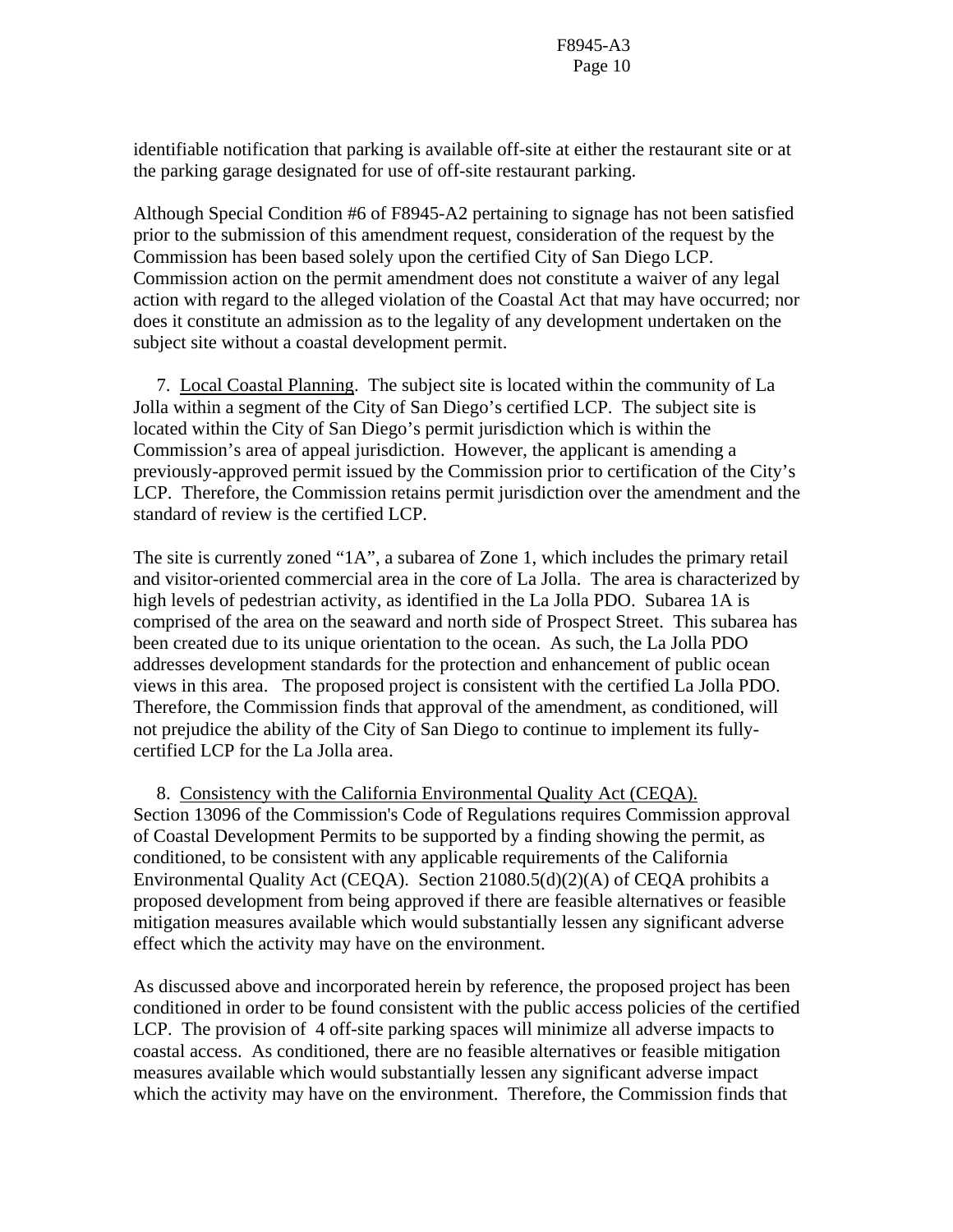identifiable notification that parking is available off-site at either the restaurant site or at the parking garage designated for use of off-site restaurant parking.

Although Special Condition #6 of F8945-A2 pertaining to signage has not been satisfied prior to the submission of this amendment request, consideration of the request by the Commission has been based solely upon the certified City of San Diego LCP. Commission action on the permit amendment does not constitute a waiver of any legal action with regard to the alleged violation of the Coastal Act that may have occurred; nor does it constitute an admission as to the legality of any development undertaken on the subject site without a coastal development permit.

7. Local Coastal Planning. The subject site is located within the community of La Jolla within a segment of the City of San Diego's certified LCP. The subject site is located within the City of San Diego's permit jurisdiction which is within the Commission's area of appeal jurisdiction. However, the applicant is amending a previously-approved permit issued by the Commission prior to certification of the City's LCP. Therefore, the Commission retains permit jurisdiction over the amendment and the standard of review is the certified LCP.

The site is currently zoned "1A", a subarea of Zone 1, which includes the primary retail and visitor-oriented commercial area in the core of La Jolla. The area is characterized by high levels of pedestrian activity, as identified in the La Jolla PDO. Subarea 1A is comprised of the area on the seaward and north side of Prospect Street. This subarea has been created due to its unique orientation to the ocean. As such, the La Jolla PDO addresses development standards for the protection and enhancement of public ocean views in this area. The proposed project is consistent with the certified La Jolla PDO. Therefore, the Commission finds that approval of the amendment, as conditioned, will not prejudice the ability of the City of San Diego to continue to implement its fully-certified LCP for the La Jolla area.

8. Consistency with the California Environmental Quality Act (CEQA). Section 13096 of the Commission's Code of Regulations requires Commission approval of Coastal Development Permits to be supported by a finding showing the permit, as conditioned, to be consistent with any applicable requirements of the California Environmental Quality Act (CEQA). Section 21080.5(d)(2)(A) of CEQA prohibits a proposed development from being approved if there are feasible alternatives or feasible mitigation measures available which would substantially lessen any significant adverse effect which the activity may have on the environment.

As discussed above and incorporated herein by reference, the proposed project has been conditioned in order to be found consistent with the public access policies of the certified LCP. The provision of 4 off-site parking spaces will minimize all adverse impacts to coastal access. As conditioned, there are no feasible alternatives or feasible mitigation measures available which would substantially lessen any significant adverse impact which the activity may have on the environment. Therefore, the Commission finds that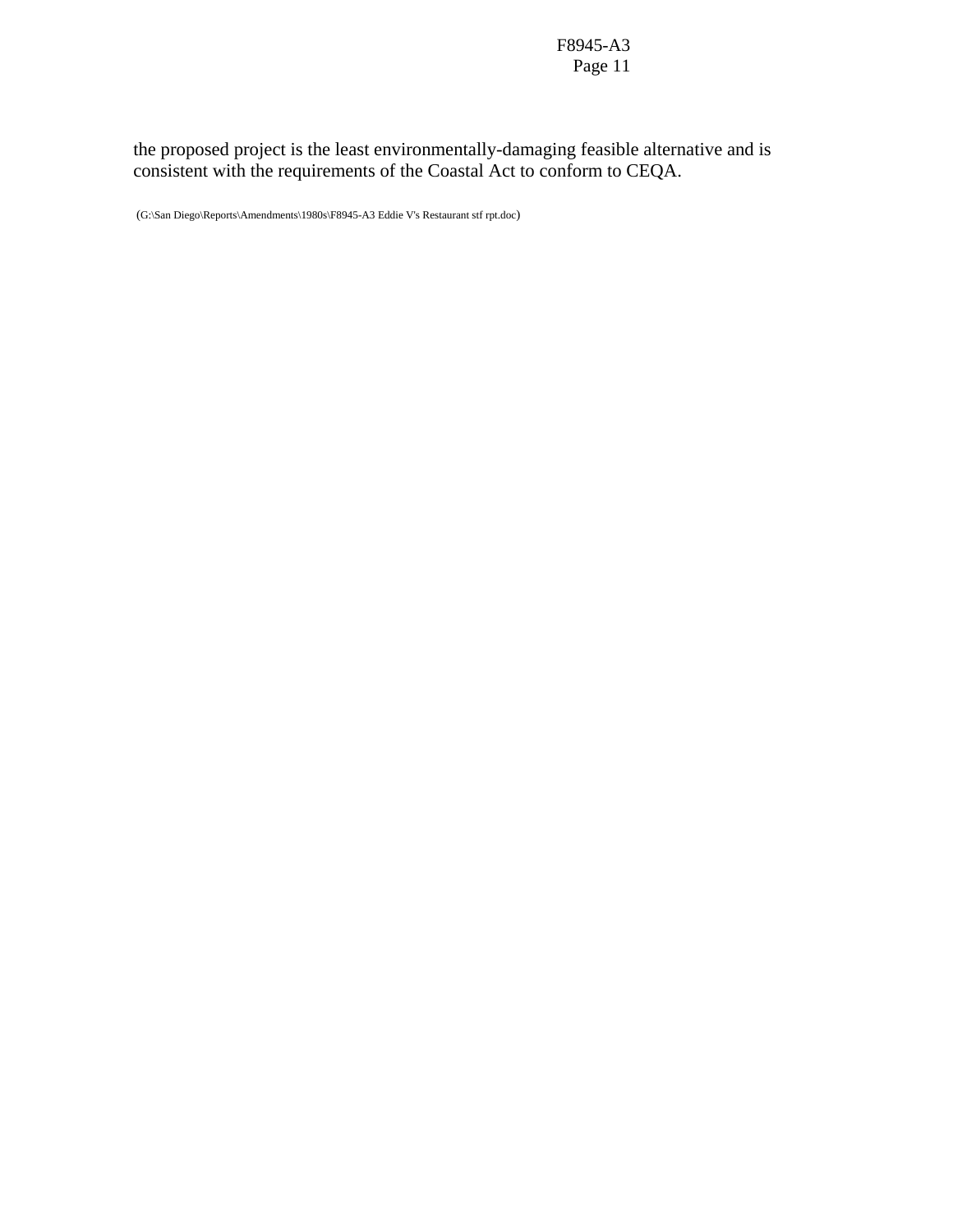the proposed project is the least environmentally-damaging feasible alternative and is consistent with the requirements of the Coastal Act to conform to CEQA.

(G:\San Diego\Reports\Amendments\1980s\F8945-A3 Eddie V's Restaurant stf rpt.doc)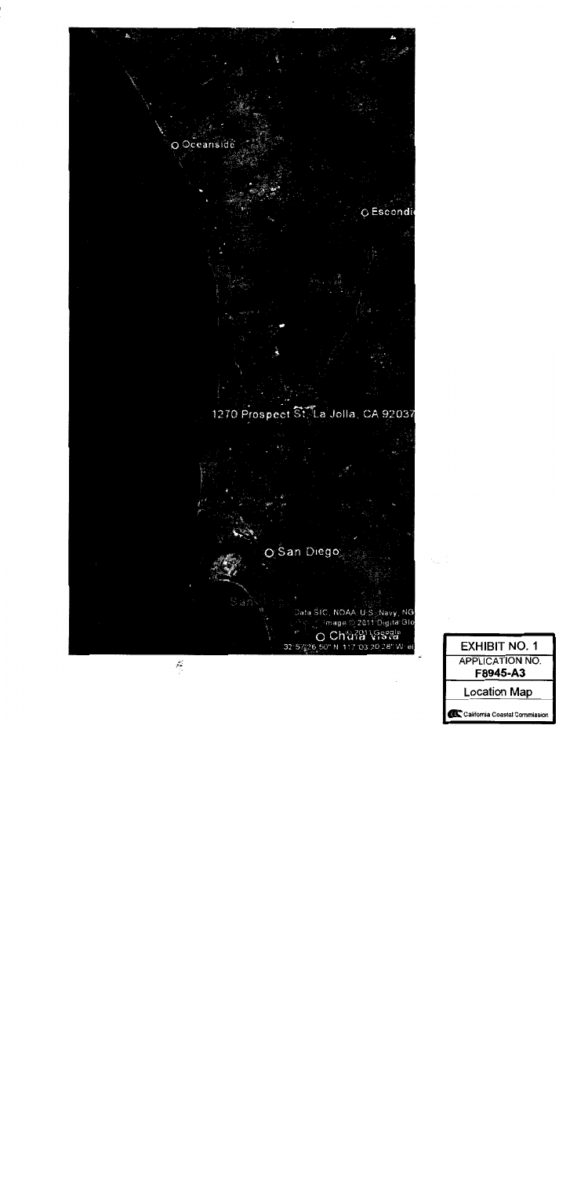O Oceanside

O Escondi

1270 Prospect St, La Jolla, CA 92037

O San Diego

Data SIO, NOAA, U.S. Navy, NG
Image © 2011 DigitalGlo
© 2011 Google
O Chula Vista
32°57'26.50" N 117°03'20.28" W el

| EXHIBIT NO. 1 |
| --- |
| APPLICATION NO. F8945-A3 |
| Location Map |
| California Coastal Commission |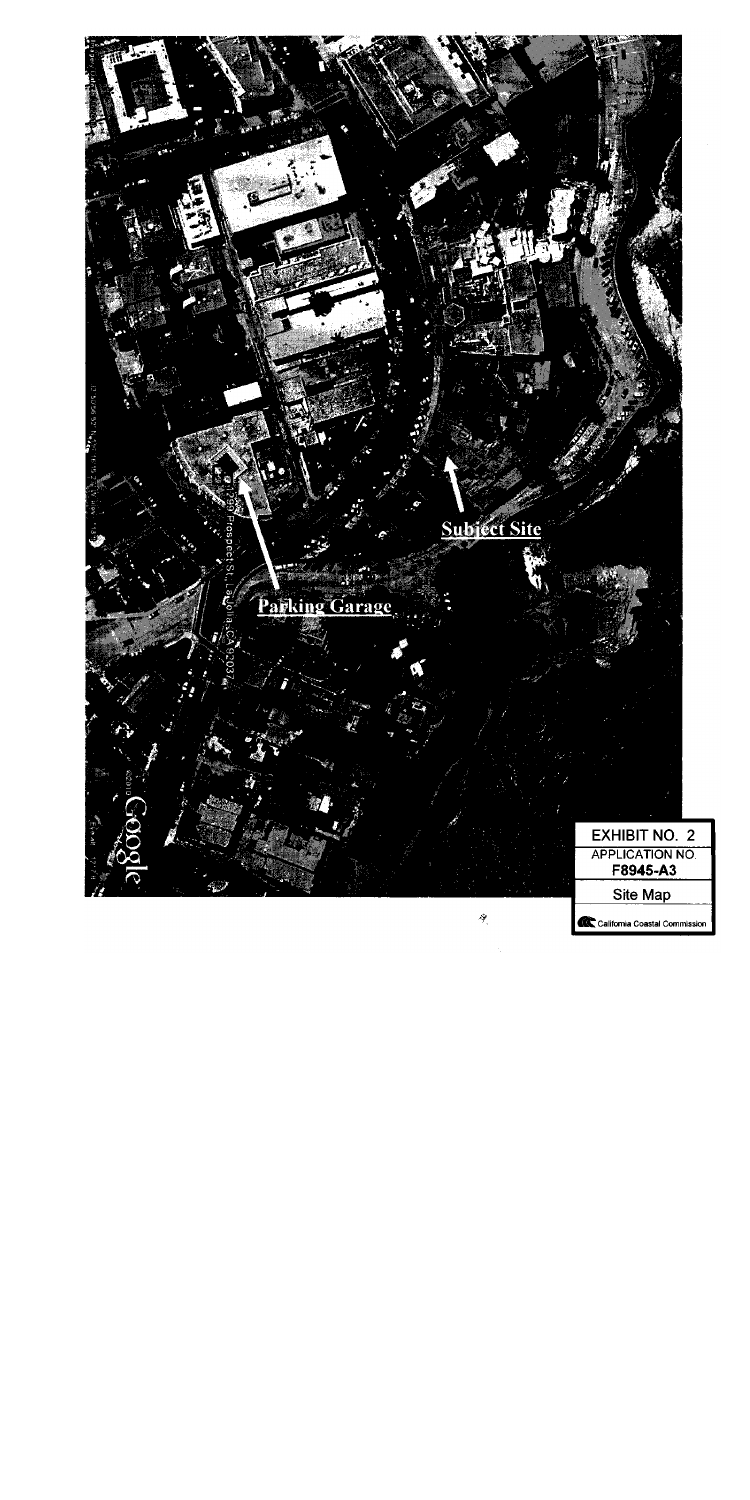Subject Site

Parking Garage

EXHIBIT NO. 2

APPLICATION NO. F8945-A3

Site Map

California Coastal Commission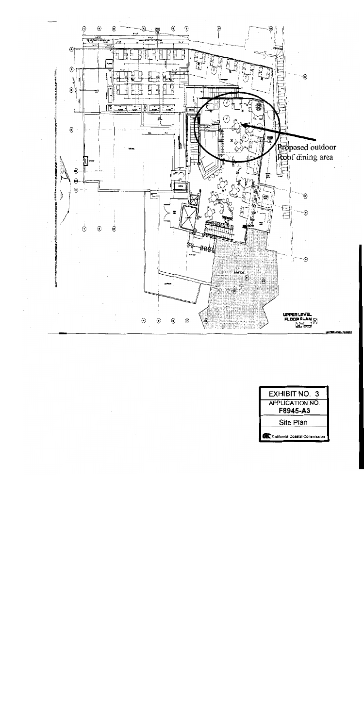Proposed outdoor Roof dining area

UPPER LEVEL FLOOR PLAN

| EXHIBIT NO. 3 |
| --- |
| APPLICATION NO. **F8945-A3** |
| Site Plan |
| California Coastal Commission |